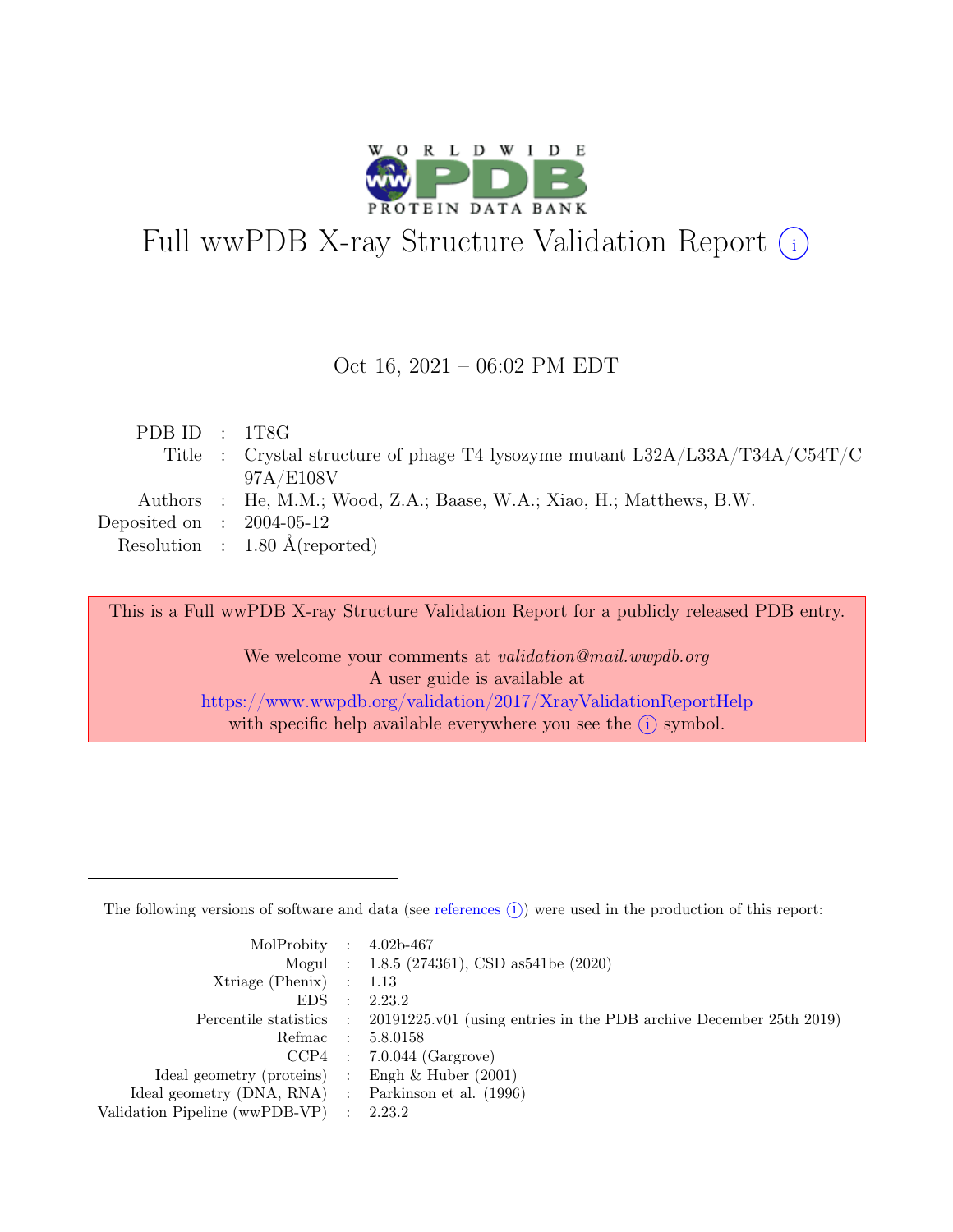# Full wwPDB X-ray Structure Validation Report (i)

Oct 16, 2021 – 06:02 PM EDT

| | | |
|---|---|---|
| PDB ID | : | 1T8G |
| Title | : | Crystal structure of phage T4 lysozyme mutant L32A/L33A/T34A/C54T/C97A/E108V |
| Authors | : | He, M.M.; Wood, Z.A.; Baase, W.A.; Xiao, H.; Matthews, B.W. |
| Deposited on | : | 2004-05-12 |
| Resolution | : | 1.80 Å(reported) |

This is a Full wwPDB X-ray Structure Validation Report for a publicly released PDB entry.

We welcome your comments at *validation@mail.wwpdb.org*
A user guide is available at
https://www.wwpdb.org/validation/2017/XrayValidationReportHelp
with specific help available everywhere you see the (i) symbol.

---

The following versions of software and data (see references (i)) were used in the production of this report:

| | | |
|---|---|---|
| MolProbity | : | 4.02b-467 |
| Mogul | : | 1.8.5 (274361), CSD as541be (2020) |
| Xtriage (Phenix) | : | 1.13 |
| EDS | : | 2.23.2 |
| Percentile statistics | : | 20191225.v01 (using entries in the PDB archive December 25th 2019) |
| Refmac | : | 5.8.0158 |
| CCP4 | : | 7.0.044 (Gargrove) |
| Ideal geometry (proteins) | : | Engh & Huber (2001) |
| Ideal geometry (DNA, RNA) | : | Parkinson et al. (1996) |
| Validation Pipeline (wwPDB-VP) | : | 2.23.2 |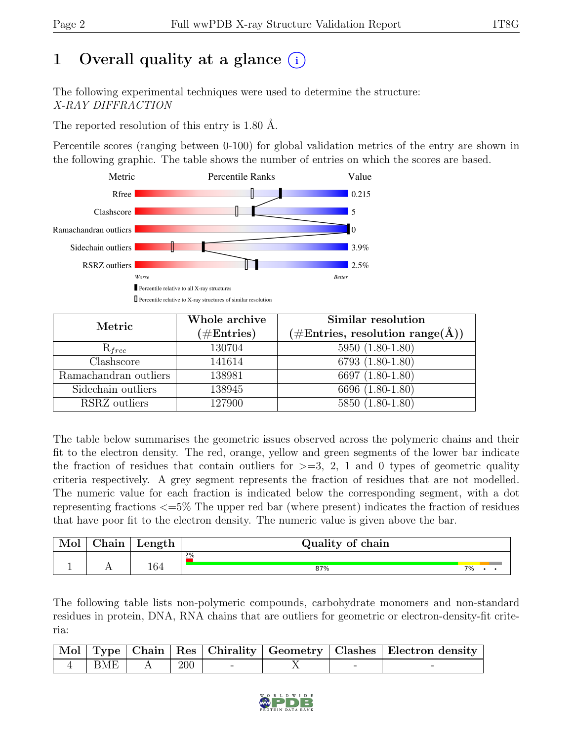# 1 Overall quality at a glance (i)

The following experimental techniques were used to determine the structure:
*X-RAY DIFFRACTION*

The reported resolution of this entry is 1.80 Å.

Percentile scores (ranging between 0-100) for global validation metrics of the entry are shown in the following graphic. The table shows the number of entries on which the scores are based.

| Metric | Value |
|---|---|
| Rfree | 0.215 |
| Clashscore | 5 |
| Ramachandran outliers | 0 |
| Sidechain outliers | 3.9% |
| RSRZ outliers | 2.5% |

Worse — Better

▮ Percentile relative to all X-ray structures

▯ Percentile relative to X-ray structures of similar resolution

| Metric | Whole archive (#Entries) | Similar resolution (#Entries, resolution range(Å)) |
|---|---|---|
| $R_{free}$ | 130704 | 5950 (1.80-1.80) |
| Clashscore | 141614 | 6793 (1.80-1.80) |
| Ramachandran outliers | 138981 | 6697 (1.80-1.80) |
| Sidechain outliers | 138945 | 6696 (1.80-1.80) |
| RSRZ outliers | 127900 | 5850 (1.80-1.80) |

The table below summarises the geometric issues observed across the polymeric chains and their fit to the electron density. The red, orange, yellow and green segments of the lower bar indicate the fraction of residues that contain outliers for >=3, 2, 1 and 0 types of geometric quality criteria respectively. A grey segment represents the fraction of residues that are not modelled. The numeric value for each fraction is indicated below the corresponding segment, with a dot representing fractions <=5% The upper red bar (where present) indicates the fraction of residues that have poor fit to the electron density. The numeric value is given above the bar.

| Mol | Chain | Length | Quality of chain |
|---|---|---|---|
| 1 | A | 164 | 2% / 87% / 7% • • |

The following table lists non-polymeric compounds, carbohydrate monomers and non-standard residues in protein, DNA, RNA chains that are outliers for geometric or electron-density-fit criteria:

| Mol | Type | Chain | Res | Chirality | Geometry | Clashes | Electron density |
|---|---|---|---|---|---|---|---|
| 4 | BME | A | 200 | - | X | - | - |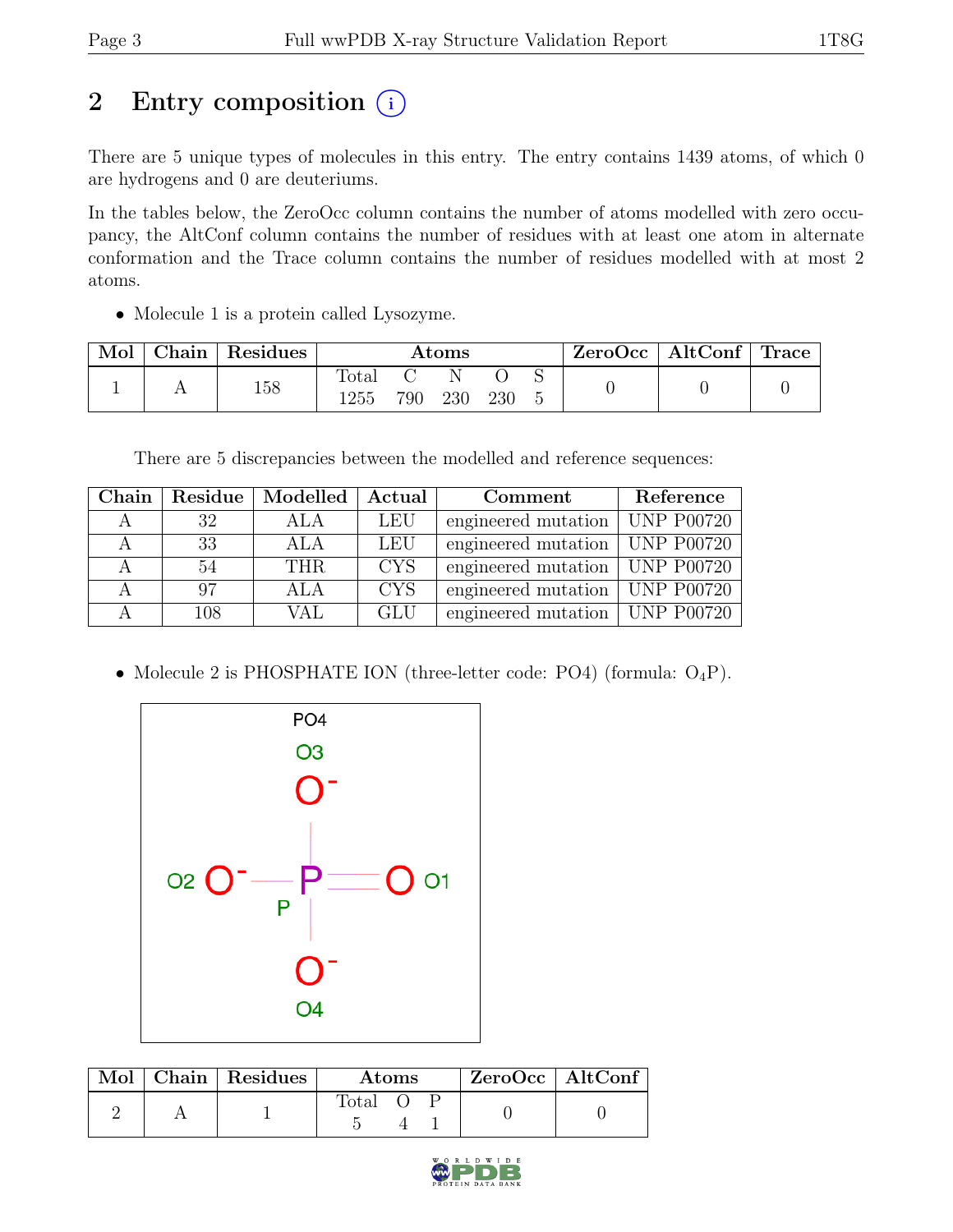# 2 Entry composition

There are 5 unique types of molecules in this entry. The entry contains 1439 atoms, of which 0 are hydrogens and 0 are deuteriums.

In the tables below, the ZeroOcc column contains the number of atoms modelled with zero occupancy, the AltConf column contains the number of residues with at least one atom in alternate conformation and the Trace column contains the number of residues modelled with at most 2 atoms.

- Molecule 1 is a protein called Lysozyme.

| Mol | Chain | Residues | Atoms | | | | | ZeroOcc | AltConf | Trace |
|---|---|---|---|---|---|---|---|---|---|---|
| | | | Total | C | N | O | S | | | |
| 1 | A | 158 | 1255 | 790 | 230 | 230 | 5 | 0 | 0 | 0 |

There are 5 discrepancies between the modelled and reference sequences:

| Chain | Residue | Modelled | Actual | Comment | Reference |
|---|---|---|---|---|---|
| A | 32 | ALA | LEU | engineered mutation | UNP P00720 |
| A | 33 | ALA | LEU | engineered mutation | UNP P00720 |
| A | 54 | THR | CYS | engineered mutation | UNP P00720 |
| A | 97 | ALA | CYS | engineered mutation | UNP P00720 |
| A | 108 | VAL | GLU | engineered mutation | UNP P00720 |

- Molecule 2 is PHOSPHATE ION (three-letter code: PO4) (formula: $O_4P$).

| Mol | Chain | Residues | Atoms | | | ZeroOcc | AltConf |
|---|---|---|---|---|---|---|---|
| | | | Total | O | P | | |
| 2 | A | 1 | 5 | 4 | 1 | 0 | 0 |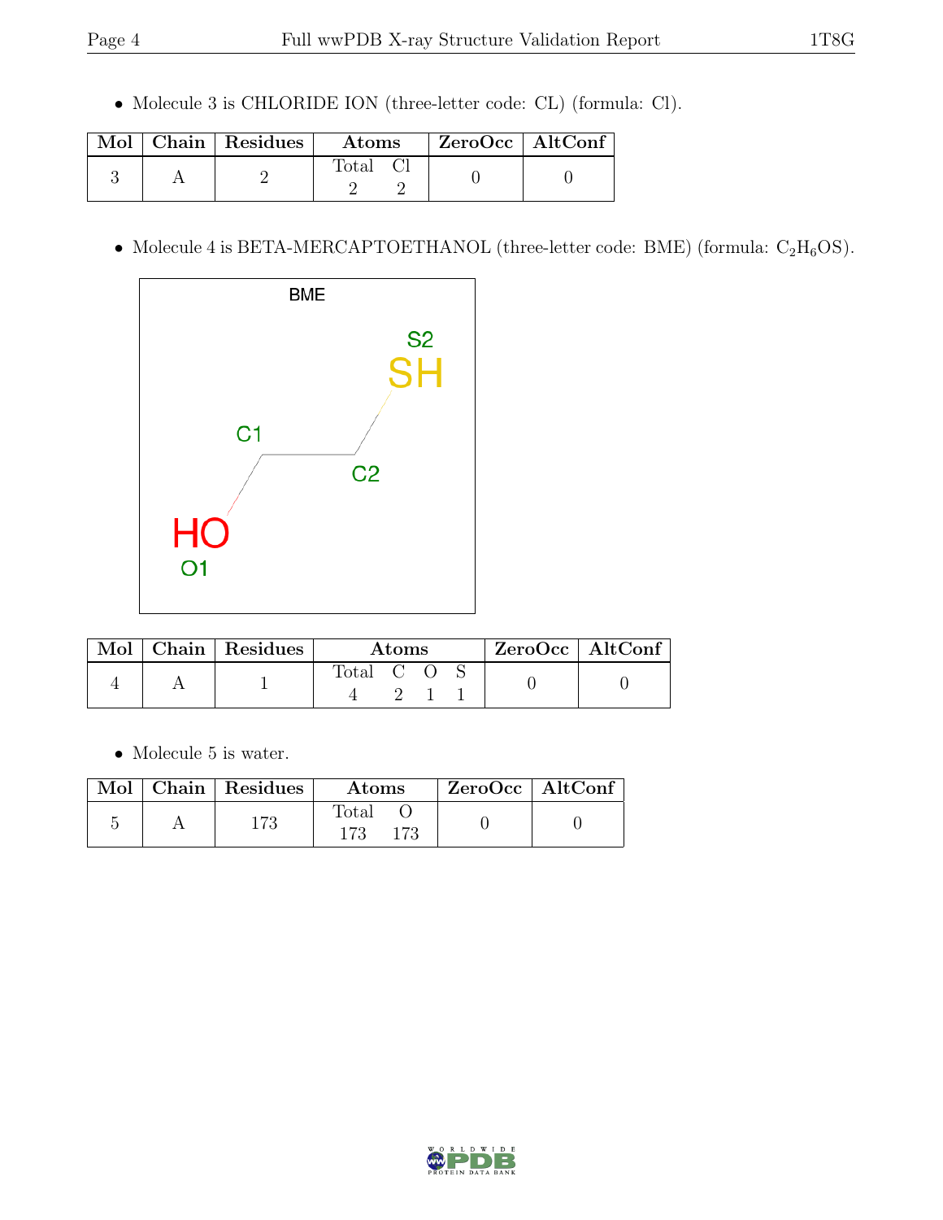- Molecule 3 is CHLORIDE ION (three-letter code: CL) (formula: Cl).

| Mol | Chain | Residues | Atoms | | ZeroOcc | AltConf |
|---|---|---|---|---|---|---|
| | | | Total | Cl | | |
| 3 | A | 2 | 2 | 2 | 0 | 0 |

- Molecule 4 is BETA-MERCAPTOETHANOL (three-letter code: BME) (formula: $C_2H_6OS$).

| Mol | Chain | Residues | Atoms | | | | ZeroOcc | AltConf |
|---|---|---|---|---|---|---|---|---|
| | | | Total | C | O | S | | |
| 4 | A | 1 | 4 | 2 | 1 | 1 | 0 | 0 |

- Molecule 5 is water.

| Mol | Chain | Residues | Atoms | | ZeroOcc | AltConf |
|---|---|---|---|---|---|---|
| | | | Total | O | | |
| 5 | A | 173 | 173 | 173 | 0 | 0 |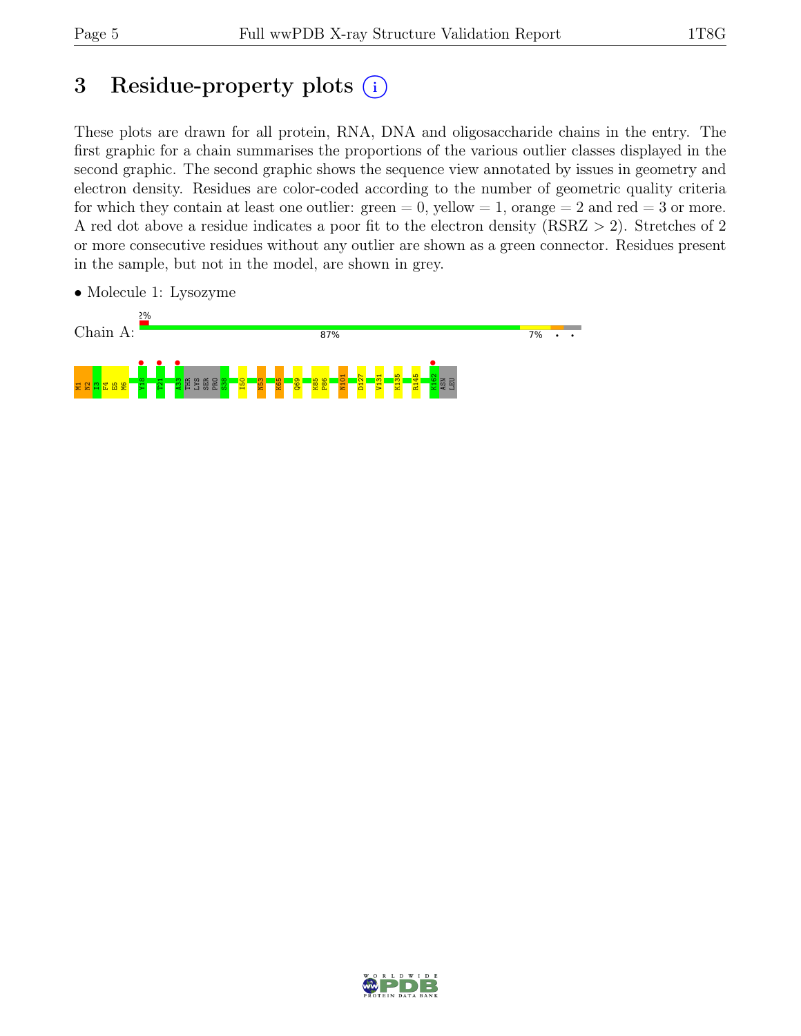# 3 Residue-property plots (i)

These plots are drawn for all protein, RNA, DNA and oligosaccharide chains in the entry. The first graphic for a chain summarises the proportions of the various outlier classes displayed in the second graphic. The second graphic shows the sequence view annotated by issues in geometry and electron density. Residues are color-coded according to the number of geometric quality criteria for which they contain at least one outlier: green = 0, yellow = 1, orange = 2 and red = 3 or more. A red dot above a residue indicates a poor fit to the electron density (RSRZ > 2). Stretches of 2 or more consecutive residues without any outlier are shown as a green connector. Residues present in the sample, but not in the model, are shown in grey.

- Molecule 1: Lysozyme

Chain A: 2% | 87% | 7% | • | •

M1 N2 I3 F4 E5 M6 Y18 T21 A33 THR LYS SER PRO S38 I50 N53 K65 Q69 K85 P86 N101 D127 V131 K135 R145 K162 ASN LEU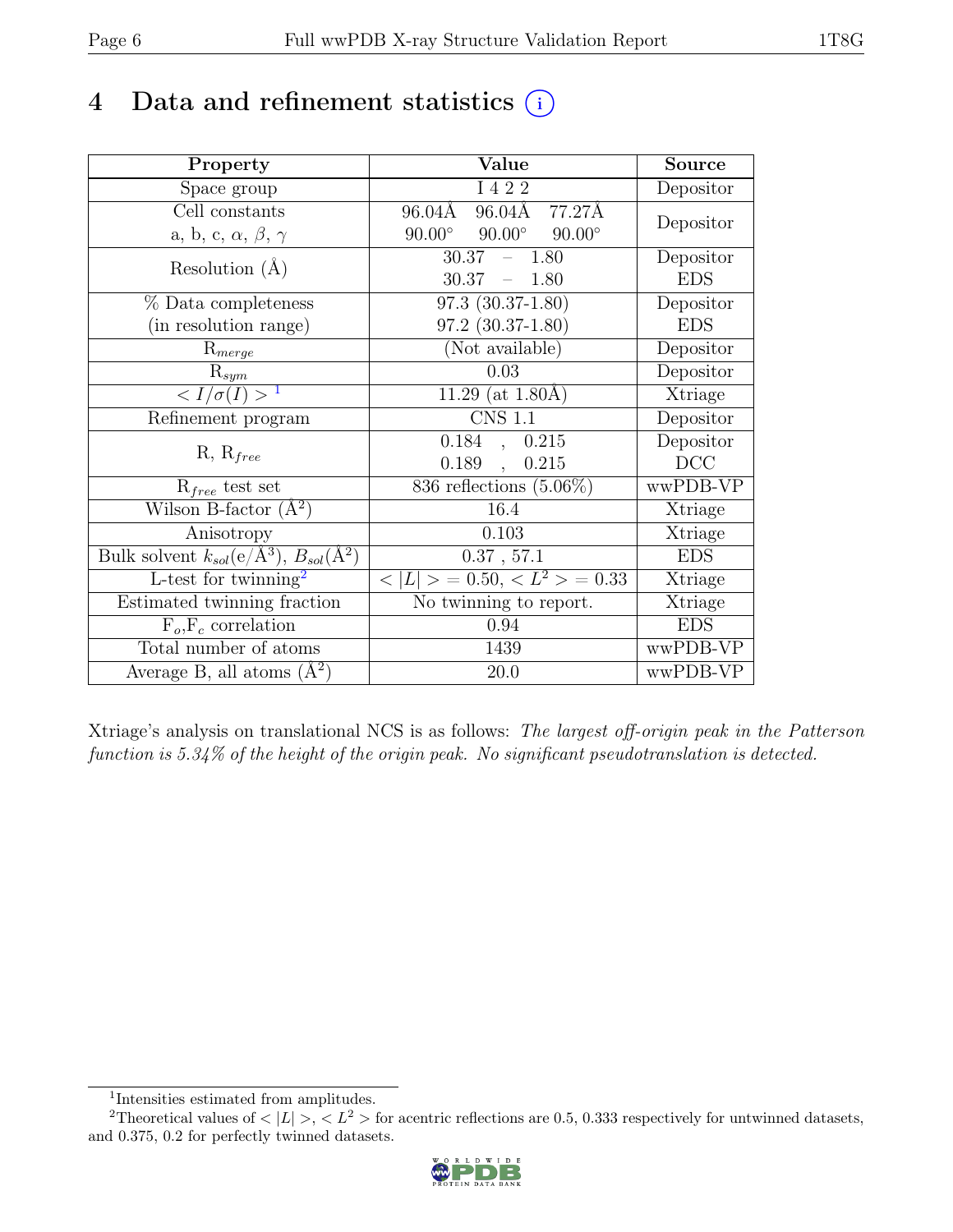# 4 Data and refinement statistics (i)

| Property | Value | Source |
|---|---|---|
| Space group | I 4 2 2 | Depositor |
| Cell constants<br>a, b, c, $\alpha$, $\beta$, $\gamma$ | 96.04Å 96.04Å 77.27Å<br>90.00° 90.00° 90.00° | Depositor |
| Resolution (Å) | 30.37 – 1.80<br>30.37 – 1.80 | Depositor<br>EDS |
| % Data completeness<br>(in resolution range) | 97.3 (30.37-1.80)<br>97.2 (30.37-1.80) | Depositor<br>EDS |
| $R_{merge}$ | (Not available) | Depositor |
| $R_{sym}$ | 0.03 | Depositor |
| $< I/\sigma(I) >$ [1] | 11.29 (at 1.80Å) | Xtriage |
| Refinement program | CNS 1.1 | Depositor |
| R, $R_{free}$ | 0.184 , 0.215<br>0.189 , 0.215 | Depositor<br>DCC |
| $R_{free}$ test set | 836 reflections (5.06%) | wwPDB-VP |
| Wilson B-factor (Å$^2$) | 16.4 | Xtriage |
| Anisotropy | 0.103 | Xtriage |
| Bulk solvent $k_{sol}$(e/Å$^3$), $B_{sol}$(Å$^2$) | 0.37 , 57.1 | EDS |
| L-test for twinning[2] | $< \|L\| > = 0.50$, $< L^2 > = 0.33$ | Xtriage |
| Estimated twinning fraction | No twinning to report. | Xtriage |
| $F_o$,$F_c$ correlation | 0.94 | EDS |
| Total number of atoms | 1439 | wwPDB-VP |
| Average B, all atoms (Å$^2$) | 20.0 | wwPDB-VP |

Xtriage's analysis on translational NCS is as follows: *The largest off-origin peak in the Patterson function is 5.34% of the height of the origin peak. No significant pseudotranslation is detected.*

[1] Intensities estimated from amplitudes.

[2] Theoretical values of $< |L| >$, $< L^2 >$ for acentric reflections are 0.5, 0.333 respectively for untwinned datasets, and 0.375, 0.2 for perfectly twinned datasets.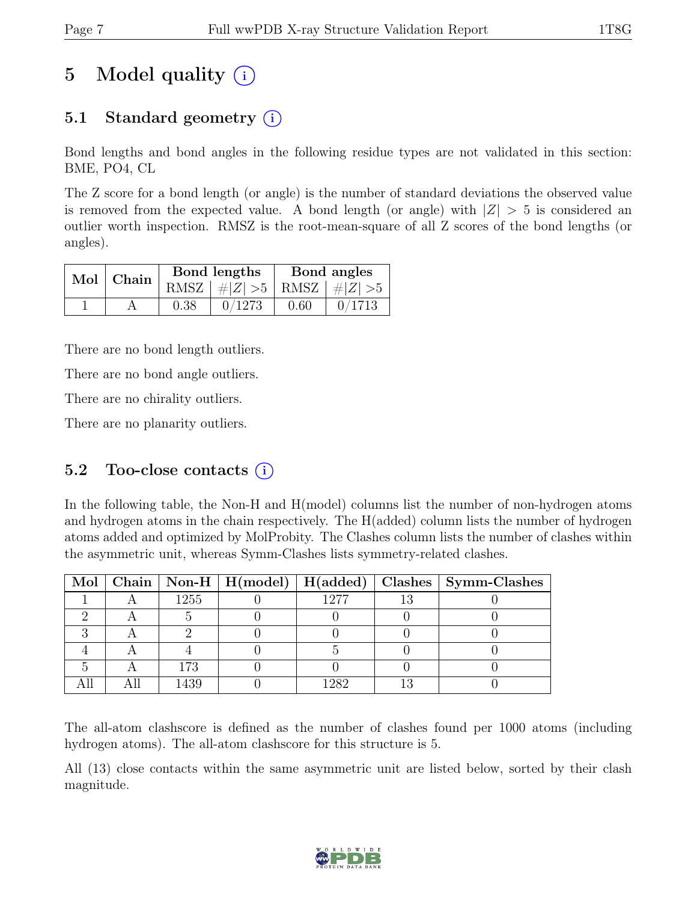# 5 Model quality (i)

## 5.1 Standard geometry (i)

Bond lengths and bond angles in the following residue types are not validated in this section: BME, PO4, CL

The Z score for a bond length (or angle) is the number of standard deviations the observed value is removed from the expected value. A bond length (or angle) with $|Z| > 5$ is considered an outlier worth inspection. RMSZ is the root-mean-square of all Z scores of the bond lengths (or angles).

| Mol | Chain | Bond lengths | | Bond angles | |
|---|---|---|---|---|---|
| | | RMSZ | $\#\|Z\| > 5$ | RMSZ | $\#\|Z\| > 5$ |
| 1 | A | 0.38 | 0/1273 | 0.60 | 0/1713 |

There are no bond length outliers.

There are no bond angle outliers.

There are no chirality outliers.

There are no planarity outliers.

## 5.2 Too-close contacts (i)

In the following table, the Non-H and H(model) columns list the number of non-hydrogen atoms and hydrogen atoms in the chain respectively. The H(added) column lists the number of hydrogen atoms added and optimized by MolProbity. The Clashes column lists the number of clashes within the asymmetric unit, whereas Symm-Clashes lists symmetry-related clashes.

| Mol | Chain | Non-H | H(model) | H(added) | Clashes | Symm-Clashes |
|---|---|---|---|---|---|---|
| 1 | A | 1255 | 0 | 1277 | 13 | 0 |
| 2 | A | 5 | 0 | 0 | 0 | 0 |
| 3 | A | 2 | 0 | 0 | 0 | 0 |
| 4 | A | 4 | 0 | 5 | 0 | 0 |
| 5 | A | 173 | 0 | 0 | 0 | 0 |
| All | All | 1439 | 0 | 1282 | 13 | 0 |

The all-atom clashscore is defined as the number of clashes found per 1000 atoms (including hydrogen atoms). The all-atom clashscore for this structure is 5.

All (13) close contacts within the same asymmetric unit are listed below, sorted by their clash magnitude.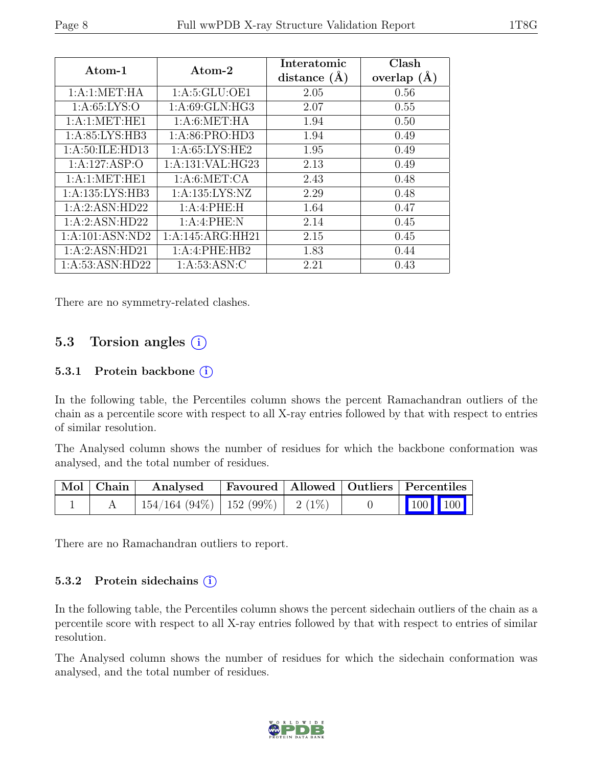| Atom-1 | Atom-2 | Interatomic distance (Å) | Clash overlap (Å) |
|---|---|---|---|
| 1:A:1:MET:HA | 1:A:5:GLU:OE1 | 2.05 | 0.56 |
| 1:A:65:LYS:O | 1:A:69:GLN:HG3 | 2.07 | 0.55 |
| 1:A:1:MET:HE1 | 1:A:6:MET:HA | 1.94 | 0.50 |
| 1:A:85:LYS:HB3 | 1:A:86:PRO:HD3 | 1.94 | 0.49 |
| 1:A:50:ILE:HD13 | 1:A:65:LYS:HE2 | 1.95 | 0.49 |
| 1:A:127:ASP:O | 1:A:131:VAL:HG23 | 2.13 | 0.49 |
| 1:A:1:MET:HE1 | 1:A:6:MET:CA | 2.43 | 0.48 |
| 1:A:135:LYS:HB3 | 1:A:135:LYS:NZ | 2.29 | 0.48 |
| 1:A:2:ASN:HD22 | 1:A:4:PHE:H | 1.64 | 0.47 |
| 1:A:2:ASN:HD22 | 1:A:4:PHE:N | 2.14 | 0.45 |
| 1:A:101:ASN:ND2 | 1:A:145:ARG:HH21 | 2.15 | 0.45 |
| 1:A:2:ASN:HD21 | 1:A:4:PHE:HB2 | 1.83 | 0.44 |
| 1:A:53:ASN:HD22 | 1:A:53:ASN:C | 2.21 | 0.43 |

There are no symmetry-related clashes.

## 5.3 Torsion angles

### 5.3.1 Protein backbone

In the following table, the Percentiles column shows the percent Ramachandran outliers of the chain as a percentile score with respect to all X-ray entries followed by that with respect to entries of similar resolution.

The Analysed column shows the number of residues for which the backbone conformation was analysed, and the total number of residues.

| Mol | Chain | Analysed | Favoured | Allowed | Outliers | Percentiles |
|---|---|---|---|---|---|---|
| 1 | A | 154/164 (94%) | 152 (99%) | 2 (1%) | 0 | 100 100 |

There are no Ramachandran outliers to report.

### 5.3.2 Protein sidechains

In the following table, the Percentiles column shows the percent sidechain outliers of the chain as a percentile score with respect to all X-ray entries followed by that with respect to entries of similar resolution.

The Analysed column shows the number of residues for which the sidechain conformation was analysed, and the total number of residues.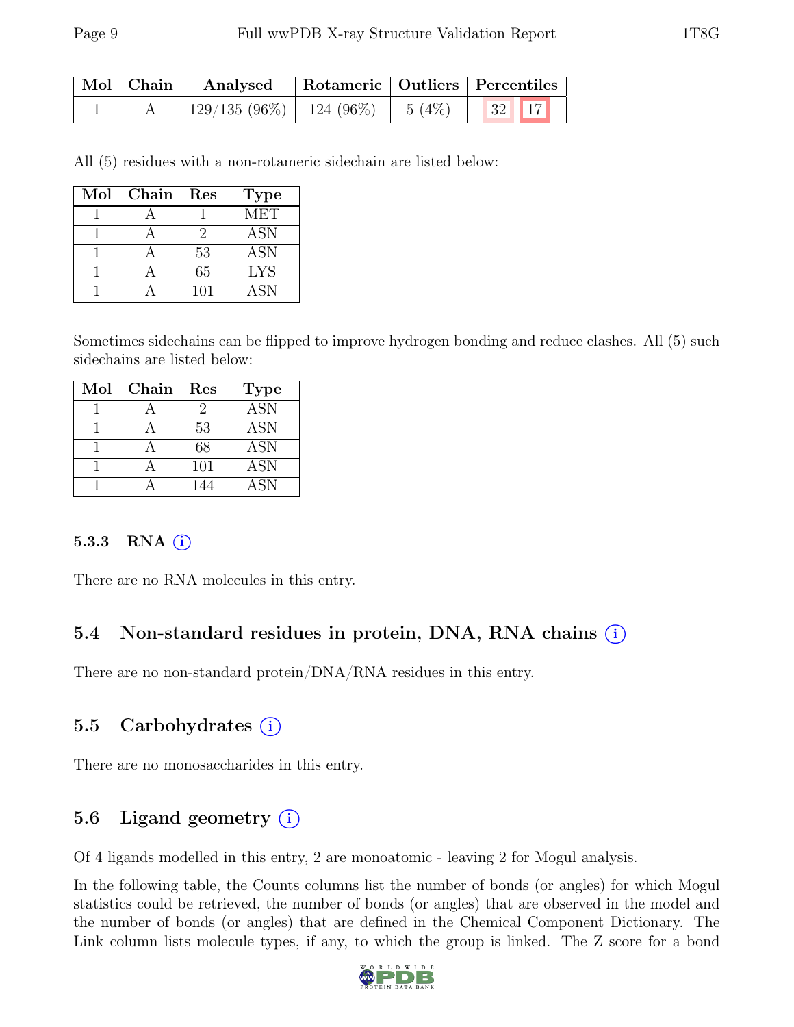| Mol | Chain | Analysed | Rotameric | Outliers | Percentiles | |
|---|---|---|---|---|---|---|
| 1 | A | 129/135 (96%) | 124 (96%) | 5 (4%) | 32 | 17 |

All (5) residues with a non-rotameric sidechain are listed below:

| Mol | Chain | Res | Type |
|---|---|---|---|
| 1 | A | 1 | MET |
| 1 | A | 2 | ASN |
| 1 | A | 53 | ASN |
| 1 | A | 65 | LYS |
| 1 | A | 101 | ASN |

Sometimes sidechains can be flipped to improve hydrogen bonding and reduce clashes. All (5) such sidechains are listed below:

| Mol | Chain | Res | Type |
|---|---|---|---|
| 1 | A | 2 | ASN |
| 1 | A | 53 | ASN |
| 1 | A | 68 | ASN |
| 1 | A | 101 | ASN |
| 1 | A | 144 | ASN |

#### 5.3.3 RNA (i)

There are no RNA molecules in this entry.

### 5.4 Non-standard residues in protein, DNA, RNA chains (i)

There are no non-standard protein/DNA/RNA residues in this entry.

### 5.5 Carbohydrates (i)

There are no monosaccharides in this entry.

### 5.6 Ligand geometry (i)

Of 4 ligands modelled in this entry, 2 are monoatomic - leaving 2 for Mogul analysis.

In the following table, the Counts columns list the number of bonds (or angles) for which Mogul statistics could be retrieved, the number of bonds (or angles) that are observed in the model and the number of bonds (or angles) that are defined in the Chemical Component Dictionary. The Link column lists molecule types, if any, to which the group is linked. The Z score for a bond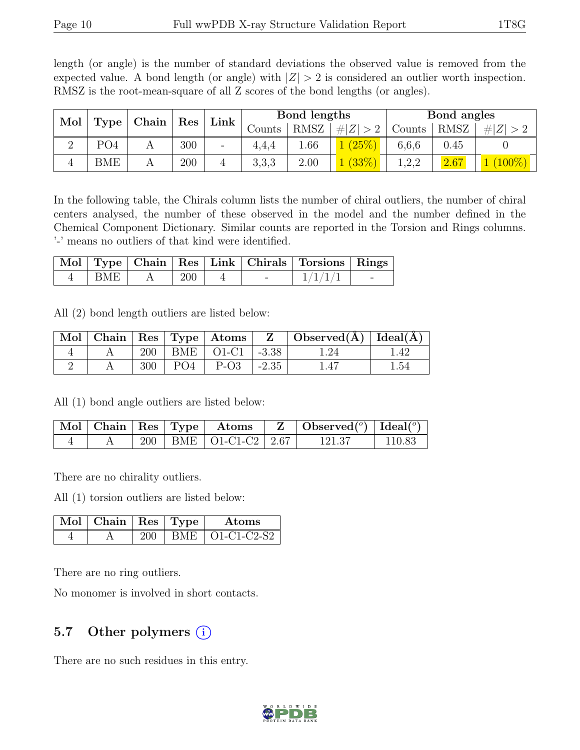length (or angle) is the number of standard deviations the observed value is removed from the expected value. A bond length (or angle) with $|Z| > 2$ is considered an outlier worth inspection. RMSZ is the root-mean-square of all Z scores of the bond lengths (or angles).

| Mol | Type | Chain | Res | Link | Bond lengths | | | Bond angles | | |
|---|---|---|---|---|---|---|---|---|---|---|
| | | | | | Counts | RMSZ | $\#\|Z\| > 2$ | Counts | RMSZ | $\#\|Z\| > 2$ |
| 2 | PO4 | A | 300 | - | 4,4,4 | 1.66 | 1 (25%) | 6,6,6 | 0.45 | 0 |
| 4 | BME | A | 200 | 4 | 3,3,3 | 2.00 | 1 (33%) | 1,2,2 | 2.67 | 1 (100%) |

In the following table, the Chirals column lists the number of chiral outliers, the number of chiral centers analysed, the number of these observed in the model and the number defined in the Chemical Component Dictionary. Similar counts are reported in the Torsion and Rings columns. '-' means no outliers of that kind were identified.

| Mol | Type | Chain | Res | Link | Chirals | Torsions | Rings |
|---|---|---|---|---|---|---|---|
| 4 | BME | A | 200 | 4 | - | 1/1/1/1 | - |

All (2) bond length outliers are listed below:

| Mol | Chain | Res | Type | Atoms | Z | Observed(Å) | Ideal(Å) |
|---|---|---|---|---|---|---|---|
| 4 | A | 200 | BME | O1-C1 | -3.38 | 1.24 | 1.42 |
| 2 | A | 300 | PO4 | P-O3 | -2.35 | 1.47 | 1.54 |

All (1) bond angle outliers are listed below:

| Mol | Chain | Res | Type | Atoms | Z | Observed($^o$) | Ideal($^o$) |
|---|---|---|---|---|---|---|---|
| 4 | A | 200 | BME | O1-C1-C2 | 2.67 | 121.37 | 110.83 |

There are no chirality outliers.

All (1) torsion outliers are listed below:

| Mol | Chain | Res | Type | Atoms |
|---|---|---|---|---|
| 4 | A | 200 | BME | O1-C1-C2-S2 |

There are no ring outliers.

No monomer is involved in short contacts.

## 5.7 Other polymers

There are no such residues in this entry.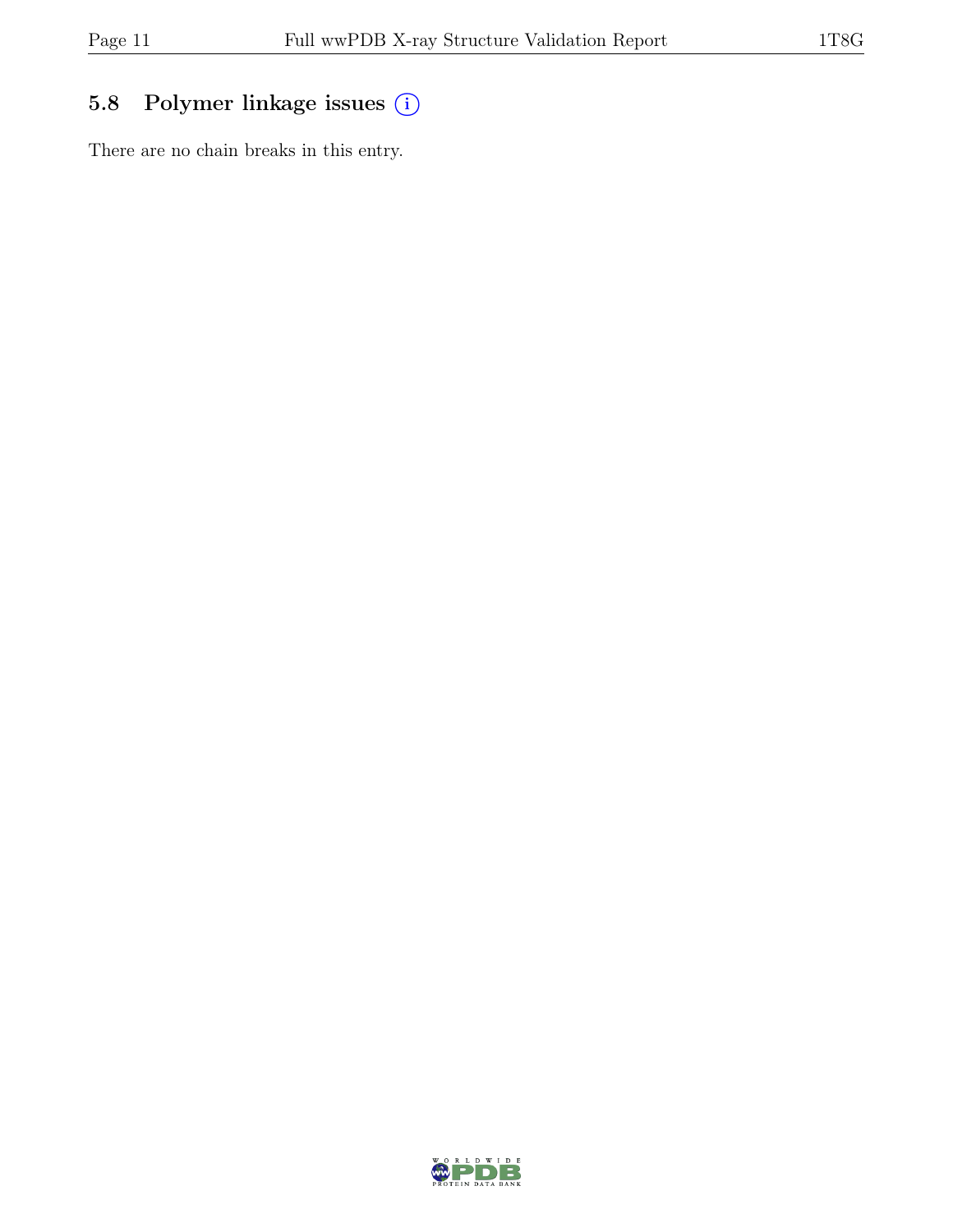## 5.8 Polymer linkage issues

There are no chain breaks in this entry.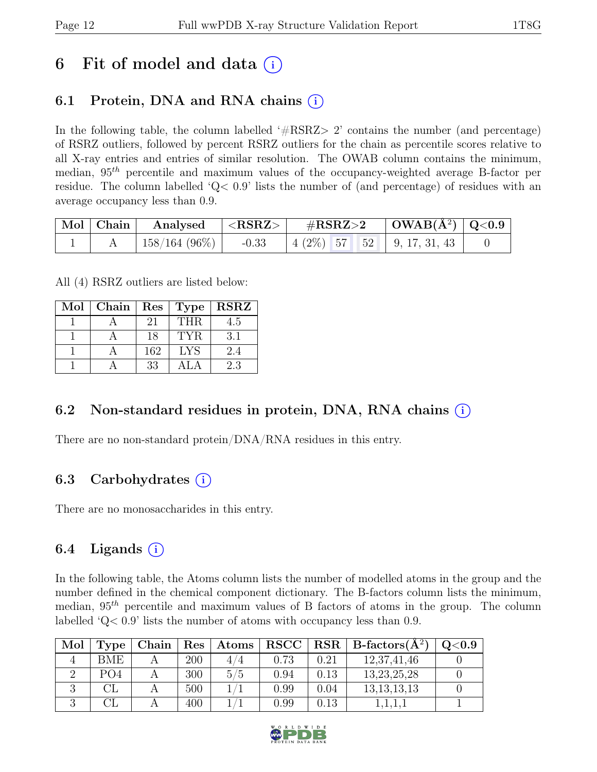# 6 Fit of model and data (i)

## 6.1 Protein, DNA and RNA chains (i)

In the following table, the column labelled '#RSRZ> 2' contains the number (and percentage) of RSRZ outliers, followed by percent RSRZ outliers for the chain as percentile scores relative to all X-ray entries and entries of similar resolution. The OWAB column contains the minimum, median, $95^{th}$ percentile and maximum values of the occupancy-weighted average B-factor per residue. The column labelled 'Q< 0.9' lists the number of (and percentage) of residues with an average occupancy less than 0.9.

| Mol | Chain | Analysed | <RSRZ> | #RSRZ>2 | | | OWAB(Å$^2$) | Q<0.9 |
|---|---|---|---|---|---|---|---|---|
| 1 | A | 158/164 (96%) | -0.33 | 4 (2%) | 57 | 52 | 9, 17, 31, 43 | 0 |

All (4) RSRZ outliers are listed below:

| Mol | Chain | Res | Type | RSRZ |
|---|---|---|---|---|
| 1 | A | 21 | THR | 4.5 |
| 1 | A | 18 | TYR | 3.1 |
| 1 | A | 162 | LYS | 2.4 |
| 1 | A | 33 | ALA | 2.3 |

## 6.2 Non-standard residues in protein, DNA, RNA chains (i)

There are no non-standard protein/DNA/RNA residues in this entry.

## 6.3 Carbohydrates (i)

There are no monosaccharides in this entry.

## 6.4 Ligands (i)

In the following table, the Atoms column lists the number of modelled atoms in the group and the number defined in the chemical component dictionary. The B-factors column lists the minimum, median, $95^{th}$ percentile and maximum values of B factors of atoms in the group. The column labelled 'Q< 0.9' lists the number of atoms with occupancy less than 0.9.

| Mol | Type | Chain | Res | Atoms | RSCC | RSR | B-factors(Å$^2$) | Q<0.9 |
|---|---|---|---|---|---|---|---|---|
| 4 | BME | A | 200 | 4/4 | 0.73 | 0.21 | 12,37,41,46 | 0 |
| 2 | PO4 | A | 300 | 5/5 | 0.94 | 0.13 | 13,23,25,28 | 0 |
| 3 | CL | A | 500 | 1/1 | 0.99 | 0.04 | 13,13,13,13 | 0 |
| 3 | CL | A | 400 | 1/1 | 0.99 | 0.13 | 1,1,1,1 | 1 |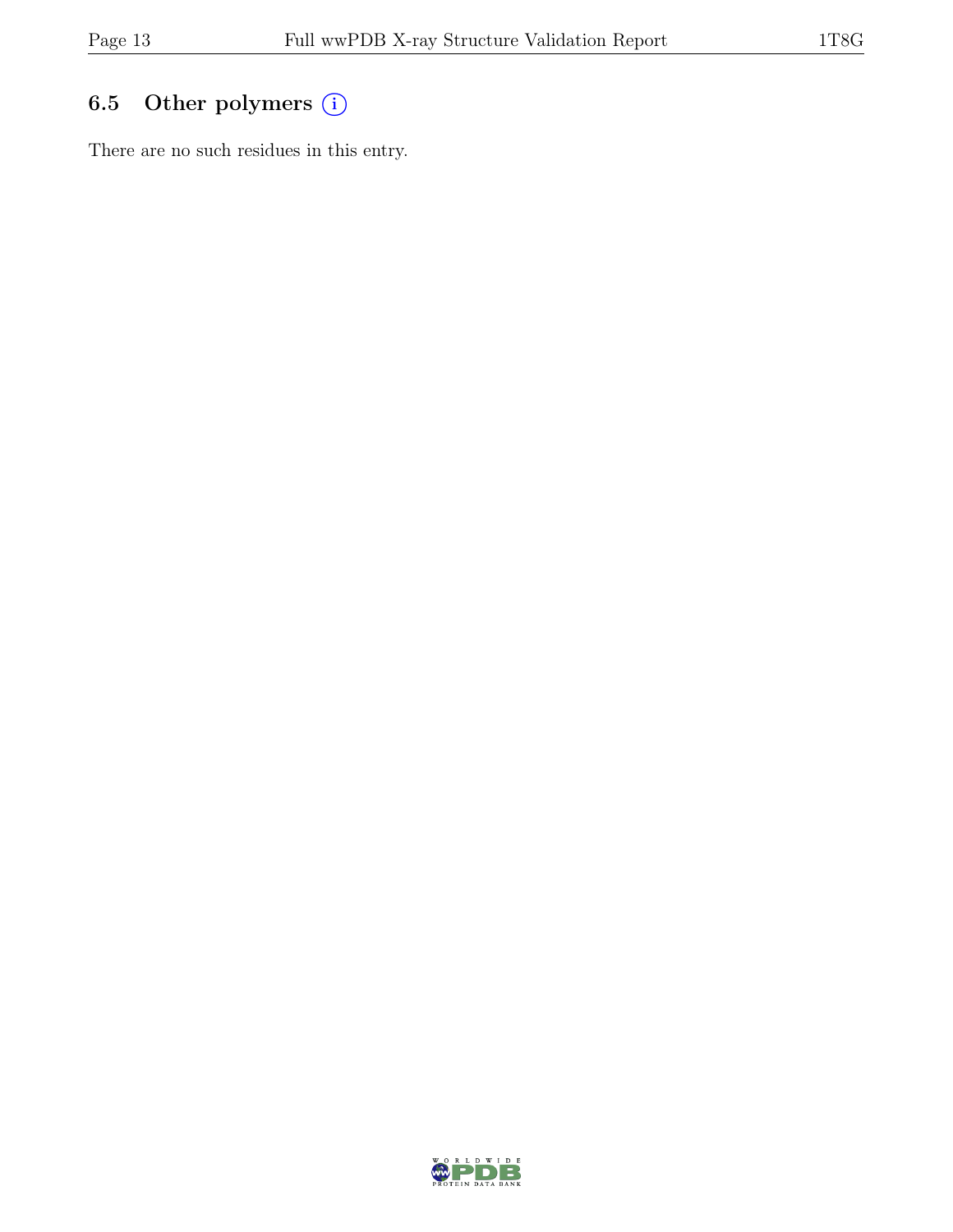## 6.5 Other polymers (i)

There are no such residues in this entry.